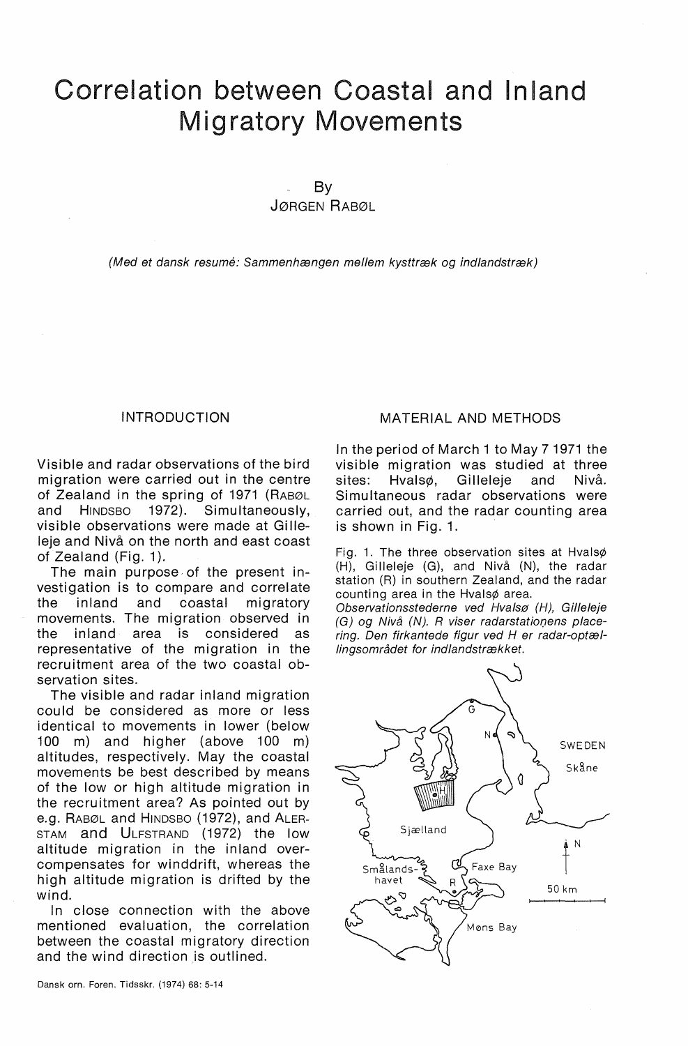# Correlation between Coastal and Inland Migratory Movements

By
JØRGEN RABØL

*(Med et dansk resumé: Sammenhængen mellem kysttræk og indlandstræk)*

## INTRODUCTION

Visible and radar observations of the bird migration were carried out in the centre of Zealand in the spring of 1971 (RABØL and HINDSBO 1972). Simultaneously, visible observations were made at Gilleleje and Nivå on the north and east coast of Zealand (Fig. 1).

The main purpose of the present investigation is to compare and correlate the inland and coastal migratory movements. The migration observed in the inland area is considered as representative of the migration in the recruitment area of the two coastal observation sites.

The visible and radar inland migration could be considered as more or less identical to movements in lower (below 100 m) and higher (above 100 m) altitudes, respectively. May the coastal movements be best described by means of the low or high altitude migration in the recruitment area? As pointed out by e.g. RABØL and HINDSBO (1972), and ALERSTAM and ULFSTRAND (1972) the low altitude migration in the inland overcompensates for winddrift, whereas the high altitude migration is drifted by the wind.

In close connection with the above mentioned evaluation, the correlation between the coastal migratory direction and the wind direction is outlined.

## MATERIAL AND METHODS

In the period of March 1 to May 7 1971 the visible migration was studied at three sites: Hvalsø, Gilleleje and Nivå. Simultaneous radar observations were carried out, and the radar counting area is shown in Fig. 1.

Fig. 1. The three observation sites at Hvalsø (H), Gilleleje (G), and Nivå (N), the radar station (R) in southern Zealand, and the radar counting area in the Hvalsø area.
*Observationsstederne ved Hvalsø (H), Gilleleje (G) og Nivå (N). R viser radarstationens placering. Den firkantede figur ved H er radar-optællingsområdet for indlandstrækket.*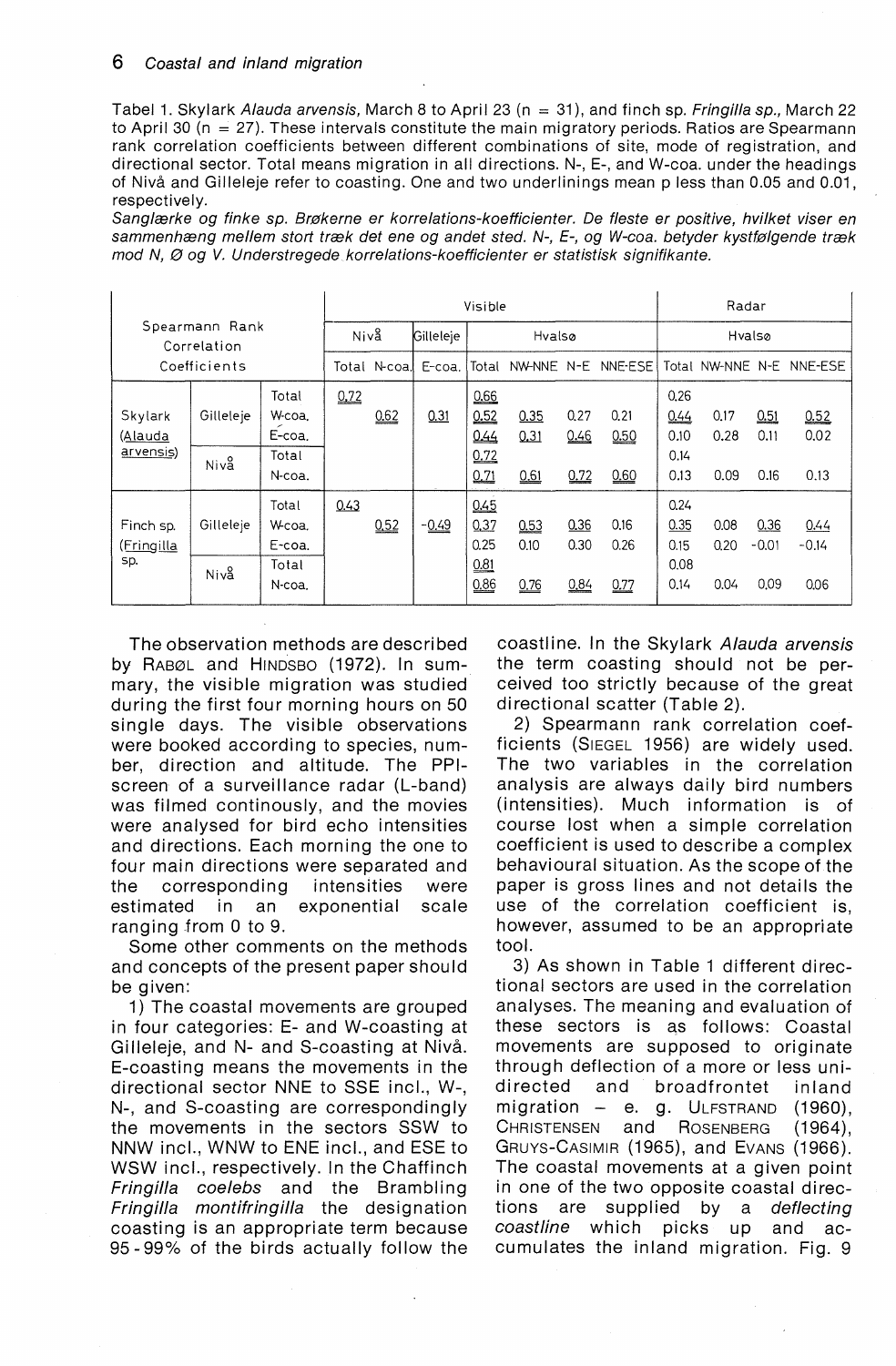Tabel 1. Skylark *Alauda arvensis*, March 8 to April 23 (n = 31), and finch sp. *Fringilla sp.*, March 22 to April 30 (n = 27). These intervals constitute the main migratory periods. Ratios are Spearmann rank correlation coefficients between different combinations of site, mode of registration, and directional sector. Total means migration in all directions. N-, E-, and W-coa. under the headings of Nivå and Gilleleje refer to coasting. One and two underlinings mean p less than 0.05 and 0.01, respectively.

*Sanglærke og finke sp. Brøkerne er korrelations-koefficienter. De fleste er positive, hvilket viser en sammenhæng mellem stort træk det ene og andet sted. N-, E-, og W-coa. betyder kystfølgende træk mod N, Ø og V. Understregede korrelations-koefficienter er statistisk signifikante.*

| Spearmann Rank Correlation Coefficients | | | Visible | | | | | | | Radar | | | |
|---|---|---|---|---|---|---|---|---|---|---|---|---|---|
| | | | Nivå | | Gilleleje | Hvalsø | | | | Hvalsø | | | |
| | | | Total | N-coa. | E-coa. | Total | NW-NNE | N-E | NNE-ESE | Total | NW-NNE | N-E | NNE-ESE |
| Skylark (*Alauda arvensis*) | Gilleleje | Total | <u>0.72</u> | | | <u>0.66</u> | | | | 0.26 | | | |
| | | W-coa. | | <u>0.62</u> | <u>0.31</u> | <u>0.52</u> | <u>0.35</u> | 0.27 | 0.21 | <u>0.44</u> | 0.17 | <u>0.51</u> | <u>0.52</u> |
| | | E-coa. | | | | <u>0.44</u> | <u>0.31</u> | <u>0.46</u> | <u>0.50</u> | 0.10 | 0.28 | 0.11 | 0.02 |
| | Nivå | Total | | | | <u>0.72</u> | | | | 0.14 | | | |
| | | N-coa. | | | | <u>0.71</u> | <u>0.61</u> | <u>0.72</u> | <u>0.60</u> | 0.13 | 0.09 | 0.16 | 0.13 |
| Finch sp. (*Fringilla* sp.) | Gilleleje | Total | <u>0.43</u> | | | <u>0.45</u> | | | | 0.24 | | | |
| | | W-coa. | | <u>0.52</u> | <u>-0.49</u> | <u>0.37</u> | <u>0.53</u> | <u>0.36</u> | 0.16 | <u>0.35</u> | 0.08 | <u>0.36</u> | <u>0.44</u> |
| | | E-coa. | | | | 0.25 | 0.10 | 0.30 | 0.26 | 0.15 | 0.20 | -0.01 | -0.14 |
| | Nivå | Total | | | | <u>0.81</u> | | | | 0.08 | | | |
| | | N-coa. | | | | <u>0.86</u> | <u>0.76</u> | <u>0.84</u> | <u>0.77</u> | 0.14 | 0.04 | 0.09 | 0.06 |

The observation methods are described by RABØL and HINDSBO (1972). In summary, the visible migration was studied during the first four morning hours on 50 single days. The visible observations were booked according to species, number, direction and altitude. The PPI-screen of a surveillance radar (L-band) was filmed continously, and the movies were analysed for bird echo intensities and directions. Each morning the one to four main directions were separated and the corresponding intensities were estimated in an exponential scale ranging from 0 to 9.

Some other comments on the methods and concepts of the present paper should be given:

1) The coastal movements are grouped in four categories: E- and W-coasting at Gilleleje, and N- and S-coasting at Nivå. E-coasting means the movements in the directional sector NNE to SSE incl., W-, N-, and S-coasting are correspondingly the movements in the sectors SSW to NNW incl., WNW to ENE incl., and ESE to WSW incl., respectively. In the Chaffinch *Fringilla coelebs* and the Brambling *Fringilla montifringilla* the designation coasting is an appropriate term because 95 - 99% of the birds actually follow the coastline. In the Skylark *Alauda arvensis* the term coasting should not be perceived too strictly because of the great directional scatter (Table 2).

2) Spearmann rank correlation coefficients (SIEGEL 1956) are widely used. The two variables in the correlation analysis are always daily bird numbers (intensities). Much information is of course lost when a simple correlation coefficient is used to describe a complex behavioural situation. As the scope of the paper is gross lines and not details the use of the correlation coefficient is, however, assumed to be an appropriate tool.

3) As shown in Table 1 different directional sectors are used in the correlation analyses. The meaning and evaluation of these sectors is as follows: Coastal movements are supposed to originate through deflection of a more or less unidirected and broadfrontet inland migration – e. g. ULFSTRAND (1960), CHRISTENSEN and ROSENBERG (1964), GRUYS-CASIMIR (1965), and EVANS (1966). The coastal movements at a given point in one of the two opposite coastal directions are supplied by a *deflecting coastline* which picks up and accumulates the inland migration. Fig. 9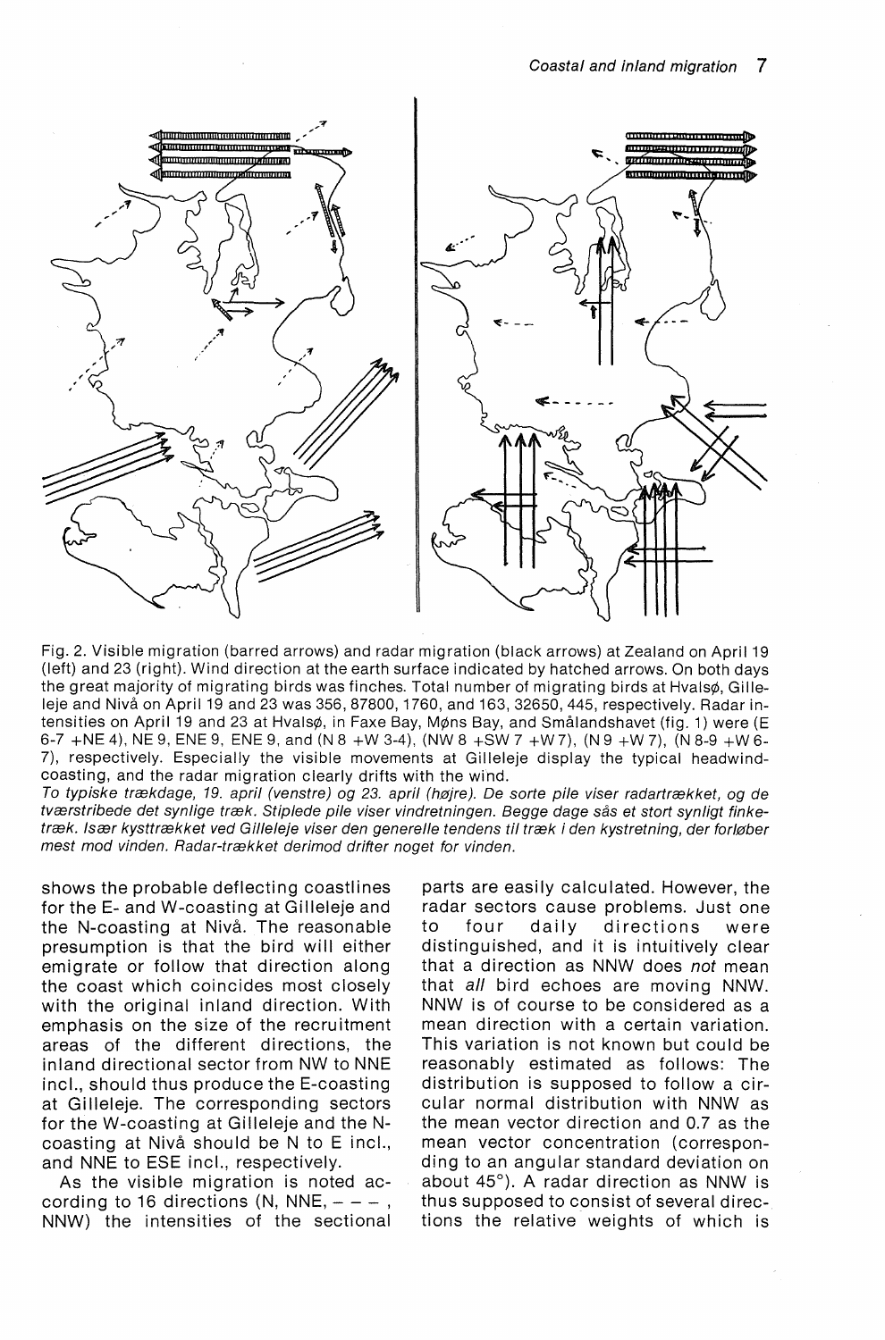Fig. 2. Visible migration (barred arrows) and radar migration (black arrows) at Zealand on April 19 (left) and 23 (right). Wind direction at the earth surface indicated by hatched arrows. On both days the great majority of migrating birds was finches. Total number of migrating birds at Hvalsø, Gilleleje and Nivå on April 19 and 23 was 356, 87800, 1760, and 163, 32650, 445, respectively. Radar intensities on April 19 and 23 at Hvalsø, in Faxe Bay, Møns Bay, and Smålandshavet (fig. 1) were (E 6-7 +NE 4), NE 9, ENE 9, ENE 9, and (N 8 +W 3-4), (NW 8 +SW 7 +W 7), (N 9 +W 7), (N 8-9 +W 6-7), respectively. Especially the visible movements at Gilleleje display the typical headwind-coasting, and the radar migration clearly drifts with the wind.
*To typiske trækdage, 19. april (venstre) og 23. april (højre). De sorte pile viser radartrækket, og de tværstribede det synlige træk. Stiplede pile viser vindretningen. Begge dage sås et stort synligt finketræk. Især kysttrækket ved Gilleleje viser den generelle tendens til træk i den kystretning, der forløber mest mod vinden. Radar-trækket derimod drifter noget for vinden.*

shows the probable deflecting coastlines for the E- and W-coasting at Gilleleje and the N-coasting at Nivå. The reasonable presumption is that the bird will either emigrate or follow that direction along the coast which coincides most closely with the original inland direction. With emphasis on the size of the recruitment areas of the different directions, the inland directional sector from NW to NNE incl., should thus produce the E-coasting at Gilleleje. The corresponding sectors for the W-coasting at Gilleleje and the N-coasting at Nivå should be N to E incl., and NNE to ESE incl., respectively.

As the visible migration is noted according to 16 directions (N, NNE, – – – , NNW) the intensities of the sectional parts are easily calculated. However, the radar sectors cause problems. Just one to four daily directions were distinguished, and it is intuitively clear that a direction as NNW does *not* mean that *all* bird echoes are moving NNW. NNW is of course to be considered as a mean direction with a certain variation. This variation is not known but could be reasonably estimated as follows: The distribution is supposed to follow a circular normal distribution with NNW as the mean vector direction and 0.7 as the mean vector concentration (corresponding to an angular standard deviation on about 45°). A radar direction as NNW is thus supposed to consist of several directions the relative weights of which is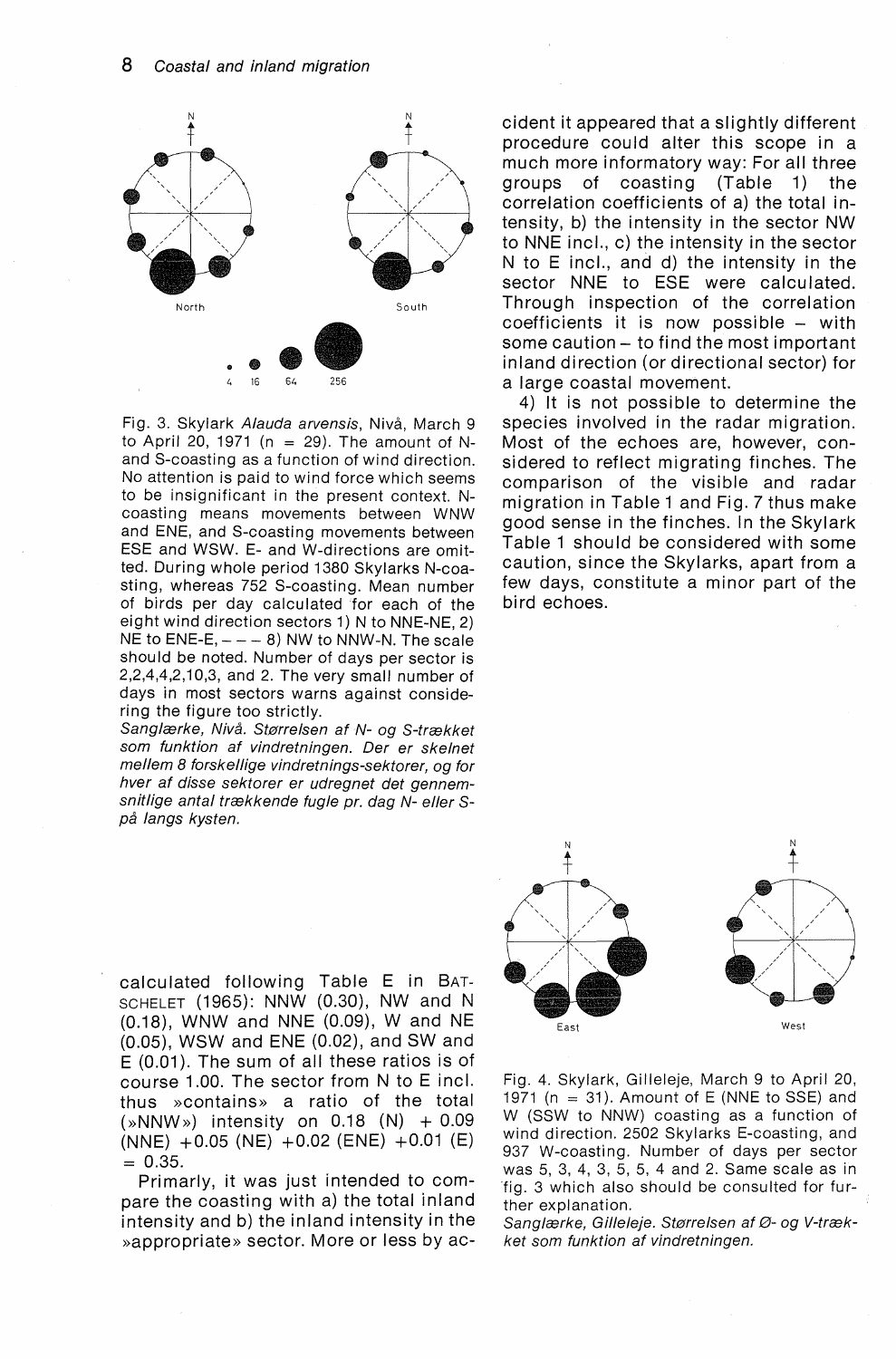Fig. 3. Skylark *Alauda arvensis*, Nivå, March 9 to April 20, 1971 (n = 29). The amount of N- and S-coasting as a function of wind direction. No attention is paid to wind force which seems to be insignificant in the present context. N-coasting means movements between WNW and ENE, and S-coasting movements between ESE and WSW. E- and W-directions are omitted. During whole period 1380 Skylarks N-coasting, whereas 752 S-coasting. Mean number of birds per day calculated for each of the eight wind direction sectors 1) N to NNE-NE, 2) NE to ENE-E, – – – 8) NW to NNW-N. The scale should be noted. Number of days per sector is 2,2,4,4,2,10,3, and 2. The very small number of days in most sectors warns against considering the figure too strictly.

*Sanglærke, Nivå. Størrelsen af N- og S-trækket som funktion af vindretningen. Der er skelnet mellem 8 forskellige vindretnings-sektorer, og for hver af disse sektorer er udregnet det gennemsnitlige antal trækkende fugle pr. dag N- eller S- på langs kysten.*

calculated following Table E in BATSCHELET (1965): NNW (0.30), NW and N (0.18), WNW and NNE (0.09), W and NE (0.05), WSW and ENE (0.02), and SW and E (0.01). The sum of all these ratios is of course 1.00. The sector from N to E incl. thus »contains» a ratio of the total (»NNW») intensity on 0.18 (N) + 0.09 (NNE) +0.05 (NE) +0.02 (ENE) +0.01 (E) = 0.35.

Primarly, it was just intended to compare the coasting with a) the total inland intensity and b) the inland intensity in the »appropriate» sector. More or less by accident it appeared that a slightly different procedure could alter this scope in a much more informatory way: For all three groups of coasting (Table 1) the correlation coefficients of a) the total intensity, b) the intensity in the sector NW to NNE incl., c) the intensity in the sector N to E incl., and d) the intensity in the sector NNE to ESE were calculated. Through inspection of the correlation coefficients it is now possible – with some caution – to find the most important inland direction (or directional sector) for a large coastal movement.

4) It is not possible to determine the species involved in the radar migration. Most of the echoes are, however, considered to reflect migrating finches. The comparison of the visible and radar migration in Table 1 and Fig. 7 thus make good sense in the finches. In the Skylark Table 1 should be considered with some caution, since the Skylarks, apart from a few days, constitute a minor part of the bird echoes.

Fig. 4. Skylark, Gilleleje, March 9 to April 20, 1971 (n = 31). Amount of E (NNE to SSE) and W (SSW to NNW) coasting as a function of wind direction. 2502 Skylarks E-coasting, and 937 W-coasting. Number of days per sector was 5, 3, 4, 3, 5, 5, 4 and 2. Same scale as in fig. 3 which also should be consulted for further explanation.

*Sanglærke, Gilleleje. Størrelsen af Ø- og V-trækket som funktion af vindretningen.*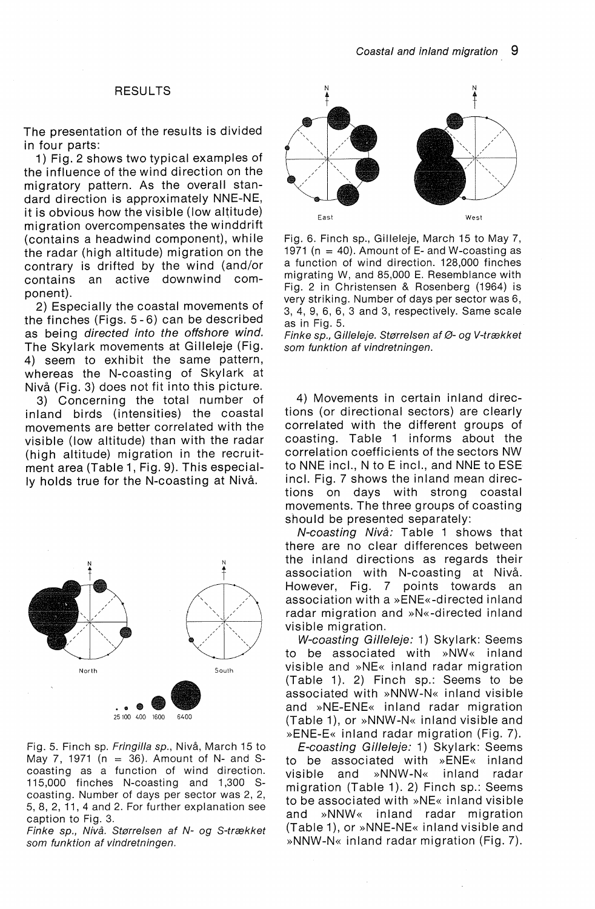## RESULTS

The presentation of the results is divided in four parts:

1) Fig. 2 shows two typical examples of the influence of the wind direction on the migratory pattern. As the overall standard direction is approximately NNE-NE, it is obvious how the visible (low altitude) migration overcompensates the winddrift (contains a headwind component), while the radar (high altitude) migration on the contrary is drifted by the wind (and/or contains an active downwind component).

2) Especially the coastal movements of the finches (Figs. 5 - 6) can be described as being *directed into the offshore wind.* The Skylark movements at Gilleleje (Fig. 4) seem to exhibit the same pattern, whereas the N-coasting of Skylark at Nivå (Fig. 3) does not fit into this picture.

3) Concerning the total number of inland birds (intensities) the coastal movements are better correlated with the visible (low altitude) than with the radar (high altitude) migration in the recruitment area (Table 1, Fig. 9). This especially holds true for the N-coasting at Nivå.

Fig. 5. Finch sp. *Fringilla sp.*, Nivå, March 15 to May 7, 1971 (n = 36). Amount of N- and S-coasting as a function of wind direction. 115,000 finches N-coasting and 1,300 S-coasting. Number of days per sector was 2, 2, 5, 8, 2, 11, 4 and 2. For further explanation see caption to Fig. 3.

*Finke sp., Nivå. Størrelsen af N- og S-trækket som funktion af vindretningen.*

Fig. 6. Finch sp., Gilleleje, March 15 to May 7, 1971 (n = 40). Amount of E- and W-coasting as a function of wind direction. 128,000 finches migrating W, and 85,000 E. Resemblance with Fig. 2 in Christensen & Rosenberg (1964) is very striking. Number of days per sector was 6, 3, 4, 9, 6, 6, 3 and 3, respectively. Same scale as in Fig. 5.

*Finke sp., Gilleleje. Størrelsen af Ø- og V-trækket som funktion af vindretningen.*

4) Movements in certain inland directions (or directional sectors) are clearly correlated with the different groups of coasting. Table 1 informs about the correlation coefficients of the sectors NW to NNE incl., N to E incl., and NNE to ESE incl. Fig. 7 shows the inland mean directions on days with strong coastal movements. The three groups of coasting should be presented separately:

*N-coasting Nivå:* Table 1 shows that there are no clear differences between the inland directions as regards their association with N-coasting at Nivå. However, Fig. 7 points towards an association with a »ENE«-directed inland radar migration and »N«-directed inland visible migration.

*W-coasting Gilleleje:* 1) Skylark: Seems to be associated with »NW« inland visible and »NE« inland radar migration (Table 1). 2) Finch sp.: Seems to be associated with »NNW-N« inland visible and »NE-ENE« inland radar migration (Table 1), or »NNW-N« inland visible and »ENE-E« inland radar migration (Fig. 7).

*E-coasting Gilleleje:* 1) Skylark: Seems to be associated with »ENE« inland visible and »NNW-N« inland radar migration (Table 1). 2) Finch sp.: Seems to be associated with »NE« inland visible and »NNW« inland radar migration (Table 1), or »NNE-NE« inland visible and »NNW-N« inland radar migration (Fig. 7).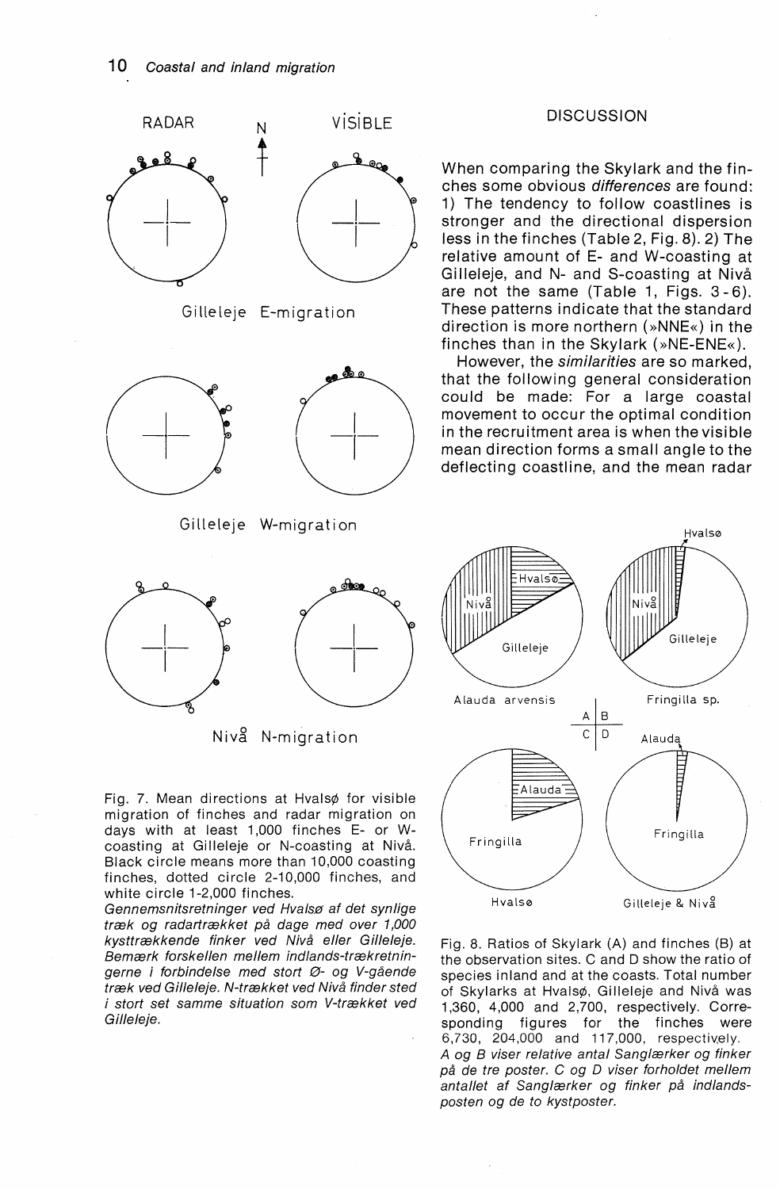Fig. 7. Mean directions at Hvalsø for visible migration of finches and radar migration on days with at least 1,000 finches E- or W-coasting at Gilleleje or N-coasting at Nivå. Black circle means more than 10,000 coasting finches, dotted circle 2-10,000 finches, and white circle 1-2,000 finches.

*Gennemsnitsretninger ved Hvalsø af det synlige træk og radartrækket på dage med over 1,000 kysttrækkende finker ved Nivå eller Gilleleje. Bemærk forskellen mellem indlands-trækretningerne i forbindelse med stort Ø- og V-gående træk ved Gilleleje. N-trækket ved Nivå finder sted i stort set samme situation som V-trækket ved Gilleleje.*

## DISCUSSION

When comparing the Skylark and the finches some obvious *differences* are found: 1) The tendency to follow coastlines is stronger and the directional dispersion less in the finches (Table 2, Fig. 8). 2) The relative amount of E- and W-coasting at Gilleleje, and N- and S-coasting at Nivå are not the same (Table 1, Figs. 3-6). These patterns indicate that the standard direction is more northern (»NNE«) in the finches than in the Skylark (»NE-ENE«).

However, the *similarities* are so marked, that the following general consideration could be made: For a large coastal movement to occur the optimal condition in the recruitment area is when the visible mean direction forms a small angle to the deflecting coastline, and the mean radar

Fig. 8. Ratios of Skylark (A) and finches (B) at the observation sites. C and D show the ratio of species inland and at the coasts. Total number of Skylarks at Hvalsø, Gilleleje and Nivå was 1,360, 4,000 and 2,700, respectively. Corresponding figures for the finches were 6,730, 204,000 and 117,000, respectively.

*A og B viser relative antal Sanglærker og finker på de tre poster. C og D viser forholdet mellem antallet af Sanglærker og finker på indlandsposten og de to kystposter.*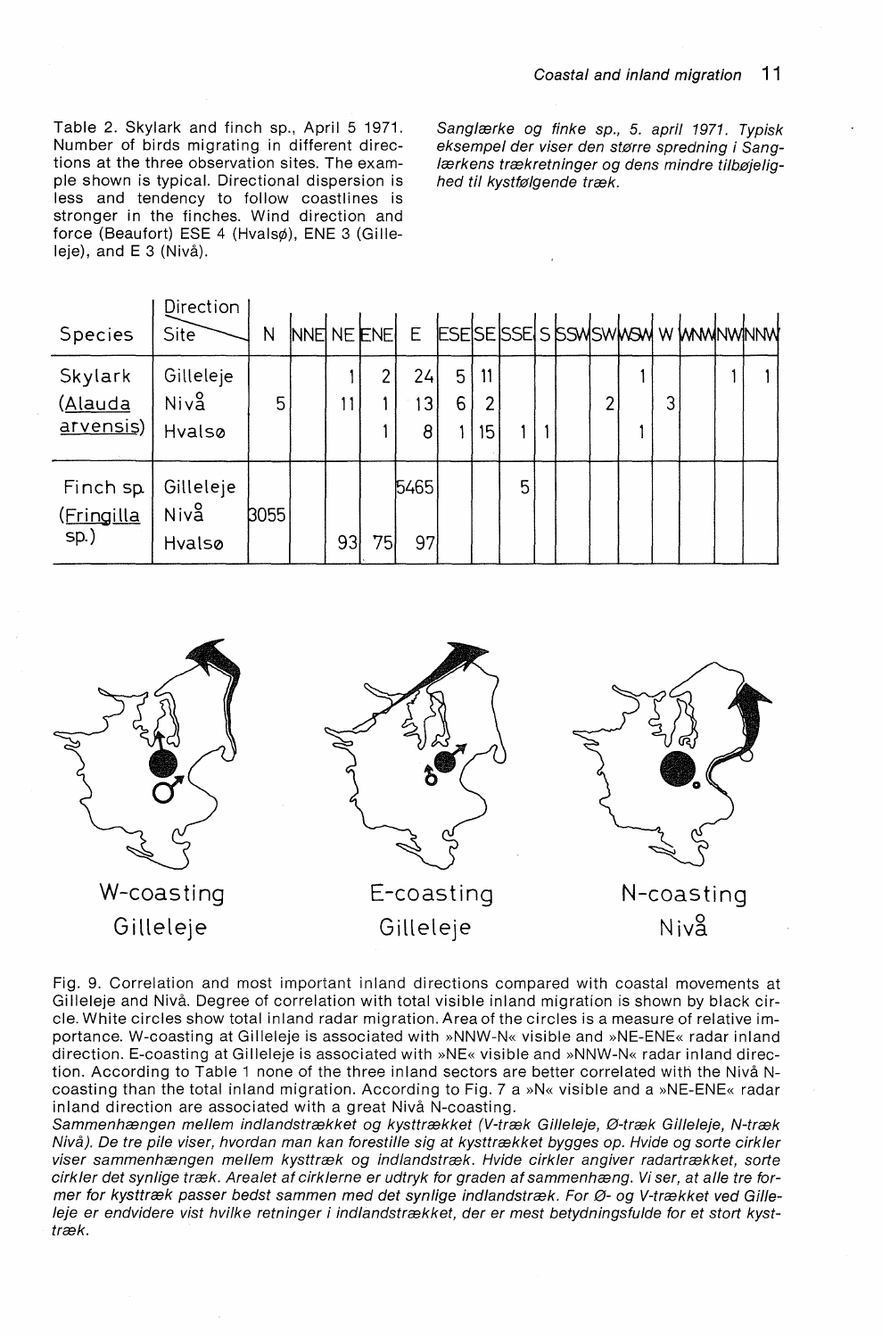Table 2. Skylark and finch sp., April 5 1971. Number of birds migrating in different directions at the three observation sites. The example shown is typical. Directional dispersion is less and tendency to follow coastlines is stronger in the finches. Wind direction and force (Beaufort) ESE 4 (Hvalsø), ENE 3 (Gilleleje), and E 3 (Nivå).

*Sanglærke og finke sp., 5. april 1971. Typisk eksempel der viser den større spredning i Sanglærkens trækretninger og dens mindre tilbøjelighed til kystfølgende træk.*

| Species | Site \ Direction | N | NNE | NE | ENE | E | ESE | SE | SSE | S | SSW | SW | WSW | W | WNW | NW | NNW |
|---|---|---|---|---|---|---|---|---|---|---|---|---|---|---|---|---|---|
| Skylark | Gilleleje | | | 1 | 2 | 24 | 5 | 11 | | | | | 1 | | | 1 | 1 |
| (_Alauda_ | Nivå | 5 | | 11 | 1 | 13 | 6 | 2 | | | | 2 | | 3 | | | |
| _arvensis_) | Hvalsø | | | | 1 | 8 | 1 | 15 | 1 | 1 | | | 1 | | | | |
| Finch sp. | Gilleleje | | | | | 5465 | | | 5 | | | | | | | | |
| (_Fringilla_ | Nivå | 3055 | | | | | | | | | | | | | | | |
| sp.) | Hvalsø | | | 93 | 75 | 97 | | | | | | | | | | | |

W-coasting Gilleleje — E-coasting Gilleleje — N-coasting Nivå

Fig. 9. Correlation and most important inland directions compared with coastal movements at Gilleleje and Nivå. Degree of correlation with total visible inland migration is shown by black circle. White circles show total inland radar migration. Area of the circles is a measure of relative importance. W-coasting at Gilleleje is associated with »NNW-N« visible and »NE-ENE« radar inland direction. E-coasting at Gilleleje is associated with »NE« visible and »NNW-N« radar inland direction. According to Table 1 none of the three inland sectors are better correlated with the Nivå N-coasting than the total inland migration. According to Fig. 7 a »N« visible and a »NE-ENE« radar inland direction are associated with a great Nivå N-coasting.

*Sammenhængen mellem indlandstrækket og kysttrækket (V-træk Gilleleje, Ø-træk Gilleleje, N-træk Nivå). De tre pile viser, hvordan man kan forestille sig at kysttrækket bygges op. Hvide og sorte cirkler viser sammenhængen mellem kysttræk og indlandstræk. Hvide cirkler angiver radartrækket, sorte cirkler det synlige træk. Arealet af cirklerne er udtryk for graden af sammenhæng. Vi ser, at alle tre former for kysttræk passer bedst sammen med det synlige indlandstræk. For Ø- og V-trækket ved Gilleleje er endvidere vist hvilke retninger i indlandstrækket, der er mest betydningsfulde for et stort kysttræk.*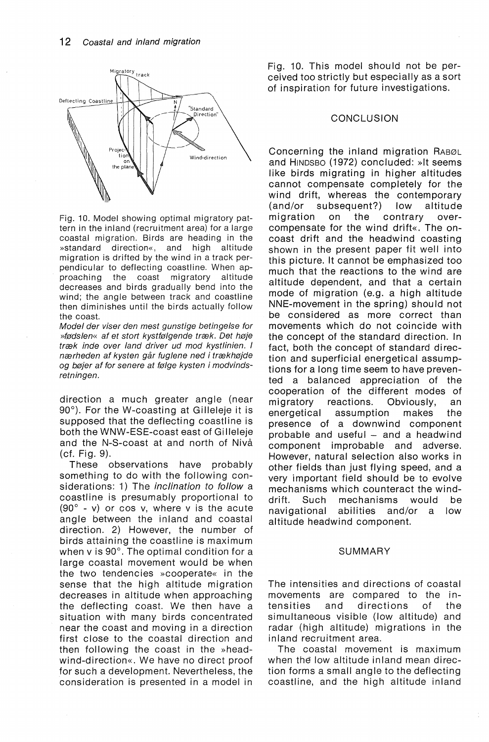Fig. 10. Model showing optimal migratory pattern in the inland (recruitment area) for a large coastal migration. Birds are heading in the »standard direction«, and high altitude migration is drifted by the wind in a track perpendicular to deflecting coastline. When approaching the coast migratory altitude decreases and birds gradually bend into the wind; the angle between track and coastline then diminishes until the birds actually follow the coast.

*Model der viser den mest gunstige betingelse for »fødslen« af et stort kystfølgende træk. Det høje træk inde over land driver ud mod kystlinien. I nærheden af kysten går fuglene ned i trækhøjde og bøjer af for senere at følge kysten i modvindsretningen.*

direction a much greater angle (near 90°). For the W-coasting at Gilleleje it is supposed that the deflecting coastline is both the WNW-ESE-coast east of Gilleleje and the N-S-coast at and north of Nivå (cf. Fig. 9).

These observations have probably something to do with the following considerations: 1) The *inclination to follow* a coastline is presumably proportional to (90° - v) or cos v, where v is the acute angle between the inland and coastal direction. 2) However, the number of birds attaining the coastline is maximum when v is 90°. The optimal condition for a large coastal movement would be when the two tendencies »cooperate« in the sense that the high altitude migration decreases in altitude when approaching the deflecting coast. We then have a situation with many birds concentrated near the coast and moving in a direction first close to the coastal direction and then following the coast in the »headwind-direction«. We have no direct proof for such a development. Nevertheless, the consideration is presented in a model in Fig. 10. This model should not be perceived too strictly but especially as a sort of inspiration for future investigations.

## CONCLUSION

Concerning the inland migration Rabøl and Hindsbo (1972) concluded: »It seems like birds migrating in higher altitudes cannot compensate completely for the wind drift, whereas the contemporary (and/or subsequent?) low altitude migration on the contrary over-compensate for the wind drift«. The on-coast drift and the headwind coasting shown in the present paper fit well into this picture. It cannot be emphasized too much that the reactions to the wind are altitude dependent, and that a certain mode of migration (e.g. a high altitude NNE-movement in the spring) should not be considered as more correct than movements which do not coincide with the concept of the standard direction. In fact, both the concept of standard direction and superficial energetical assumptions for a long time seem to have prevented a balanced appreciation of the cooperation of the different modes of migratory reactions. Obviously, an energetical assumption makes the presence of a downwind component probable and useful – and a headwind component improbable and adverse. However, natural selection also works in other fields than just flying speed, and a very important field should be to evolve mechanisms which counteract the wind-drift. Such mechanisms would be navigational abilities and/or a low altitude headwind component.

## SUMMARY

The intensities and directions of coastal movements are compared to the intensities and directions of the simultaneous visible (low altitude) and radar (high altitude) migrations in the inland recruitment area.

The coastal movement is maximum when the low altitude inland mean direction forms a small angle to the deflecting coastline, and the high altitude inland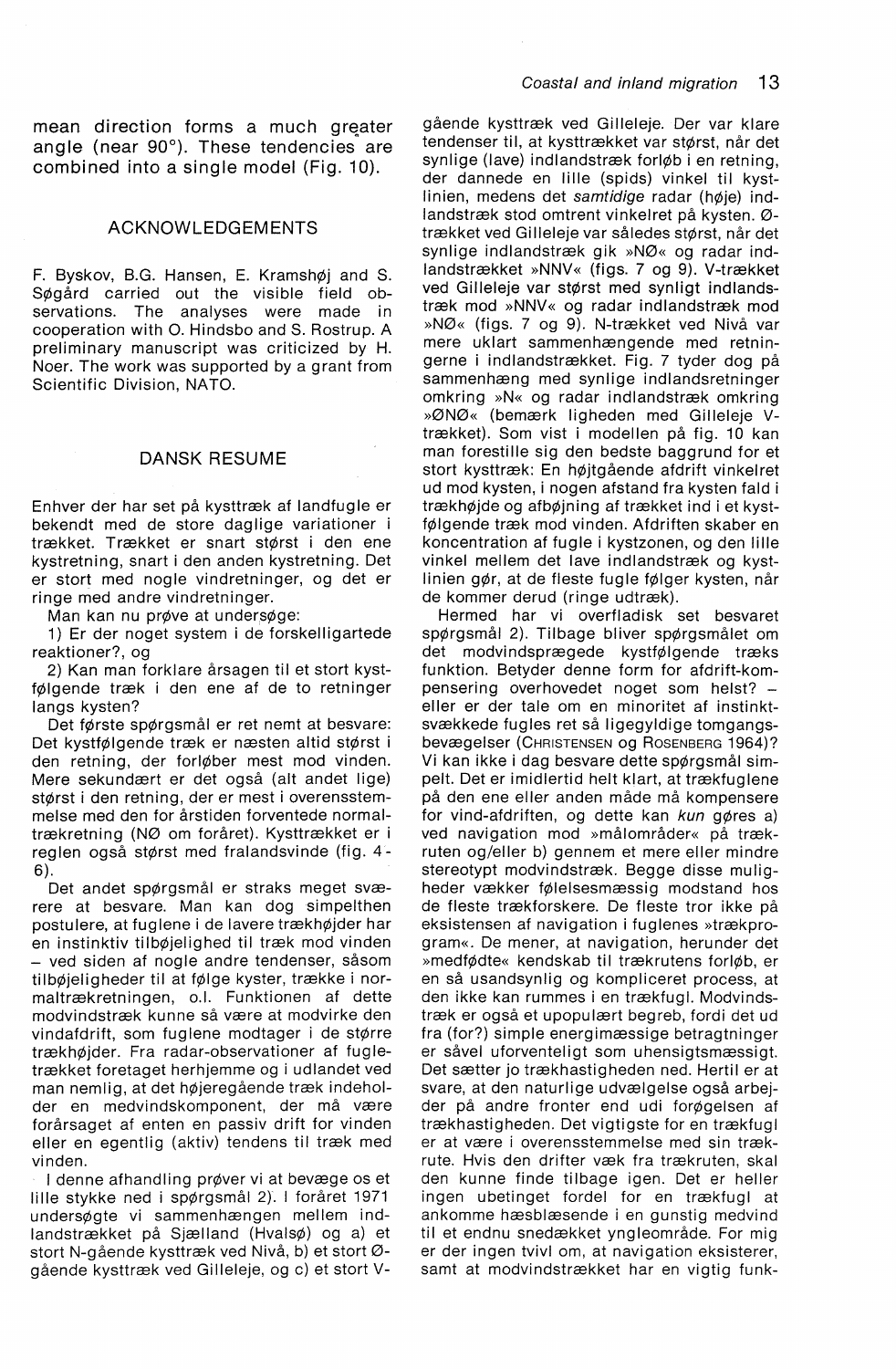mean direction forms a much greater angle (near 90°). These tendencies are combined into a single model (Fig. 10).

## ACKNOWLEDGEMENTS

F. Byskov, B.G. Hansen, E. Kramshøj and S. Søgård carried out the visible field observations. The analyses were made in cooperation with O. Hindsbo and S. Rostrup. A preliminary manuscript was criticized by H. Noer. The work was supported by a grant from Scientific Division, NATO.

## DANSK RESUME

Enhver der har set på kysttræk af landfugle er bekendt med de store daglige variationer i trækket. Trækket er snart størst i den ene kystretning, snart i den anden kystretning. Det er stort med nogle vindretninger, og det er ringe med andre vindretninger.

Man kan nu prøve at undersøge:

1) Er der noget system i de forskelligartede reaktioner?, og

2) Kan man forklare årsagen til et stort kystfølgende træk i den ene af de to retninger langs kysten?

Det første spørgsmål er ret nemt at besvare: Det kystfølgende træk er næsten altid størst i den retning, der forløber mest mod vinden. Mere sekundært er det også (alt andet lige) størst i den retning, der er mest i overensstemmelse med den for årstiden forventede normaltrækretning (NØ om foråret). Kysttrækket er i reglen også størst med fralandsvinde (fig. 4-6).

Det andet spørgsmål er straks meget sværere at besvare. Man kan dog simpelthen postulere, at fuglene i de lavere trækhøjder har en instinktiv tilbøjelighed til træk mod vinden – ved siden af nogle andre tendenser, såsom tilbøjeligheder til at følge kyster, trække i normaltrækretningen, o.l. Funktionen af dette modvindstræk kunne så være at modvirke den vindafdrift, som fuglene modtager i de større trækhøjder. Fra radar-observationer af fugletrækket foretaget herhjemme og i udlandet ved man nemlig, at det højeregående træk indeholder en medvindskomponent, der må være forårsaget af enten en passiv drift for vinden eller en egentlig (aktiv) tendens til træk med vinden.

I denne afhandling prøver vi at bevæge os et lille stykke ned i spørgsmål 2). I foråret 1971 undersøgte vi sammenhængen mellem indlandstrækket på Sjælland (Hvalsø) og a) et stort N-gående kysttræk ved Nivå, b) et stort Ø-gående kysttræk ved Gilleleje, og c) et stort V-gående kysttræk ved Gilleleje. Der var klare tendenser til, at kysttrækket var størst, når det synlige (lave) indlandstræk forløb i en retning, der dannede en lille (spids) vinkel til kystlinien, medens det *samtidige* radar (høje) indlandstræk stod omtrent vinkelret på kysten. Ø-trækket ved Gilleleje var således størst, når det synlige indlandstræk gik »NØ« og radar indlandstrækket »NNV« (figs. 7 og 9). V-trækket ved Gilleleje var størst med synligt indlandstræk mod »NNV« og radar indlandstræk mod »NØ« (figs. 7 og 9). N-trækket ved Nivå var mere uklart sammenhængende med retningerne i indlandstrækket. Fig. 7 tyder dog på sammenhæng med synlige indlandsretninger omkring »N« og radar indlandstræk omkring »ØNØ« (bemærk ligheden med Gilleleje V-trækket). Som vist i modellen på fig. 10 kan man forestille sig den bedste baggrund for et stort kysttræk: En højtgående afdrift vinkelret ud mod kysten, i nogen afstand fra kysten fald i trækhøjde og afbøjning af trækket ind i et kystfølgende træk mod vinden. Afdriften skaber en koncentration af fugle i kystzonen, og den lille vinkel mellem det lave indlandstræk og kystlinien gør, at de fleste fugle følger kysten, når de kommer derud (ringe udtræk).

Hermed har vi overfladisk set besvaret spørgsmål 2). Tilbage bliver spørgsmålet om det modvindsprægede kystfølgende træks funktion. Betyder denne form for afdrift-kompensering overhovedet noget som helst? – eller er der tale om en minoritet af instinktsvækkede fugles ret så ligegyldige tomgangsbevægelser (Christensen og Rosenberg 1964)? Vi kan ikke i dag besvare dette spørgsmål simpelt. Det er imidlertid helt klart, at trækfuglene på den ene eller anden måde må kompensere for vind-afdriften, og dette kan *kun* gøres a) ved navigation mod »målområder« på trækruten og/eller b) gennem et mere eller mindre stereotypt modvindstræk. Begge disse muligheder vækker følelsesmæssig modstand hos de fleste trækforskere. De fleste tror ikke på eksistensen af navigation i fuglenes »trækprogram«. De mener, at navigation, herunder det »medfødte« kendskab til trækrutens forløb, er en så usandsynlig og kompliceret process, at den ikke kan rummes i en trækfugl. Modvindstræk er også et upopulært begreb, fordi det ud fra (for?) simple energimæssige betragtninger er såvel uforventeligt som uhensigtsmæssigt. Det sætter jo trækhastigheden ned. Hertil er at svare, at den naturlige udvælgelse også arbejder på andre fronter end udi forøgelsen af trækhastigheden. Det vigtigste for en trækfugl er at være i overensstemmelse med sin trækrute. Hvis den drifter væk fra trækruten, skal den kunne finde tilbage igen. Det er heller ingen ubetinget fordel for en trækfugl at ankomme hæsblæsende i en gunstig medvind til et endnu snedækket yngleområde. For mig er der ingen tvivl om, at navigation eksisterer, samt at modvindstrækket har en vigtig funk-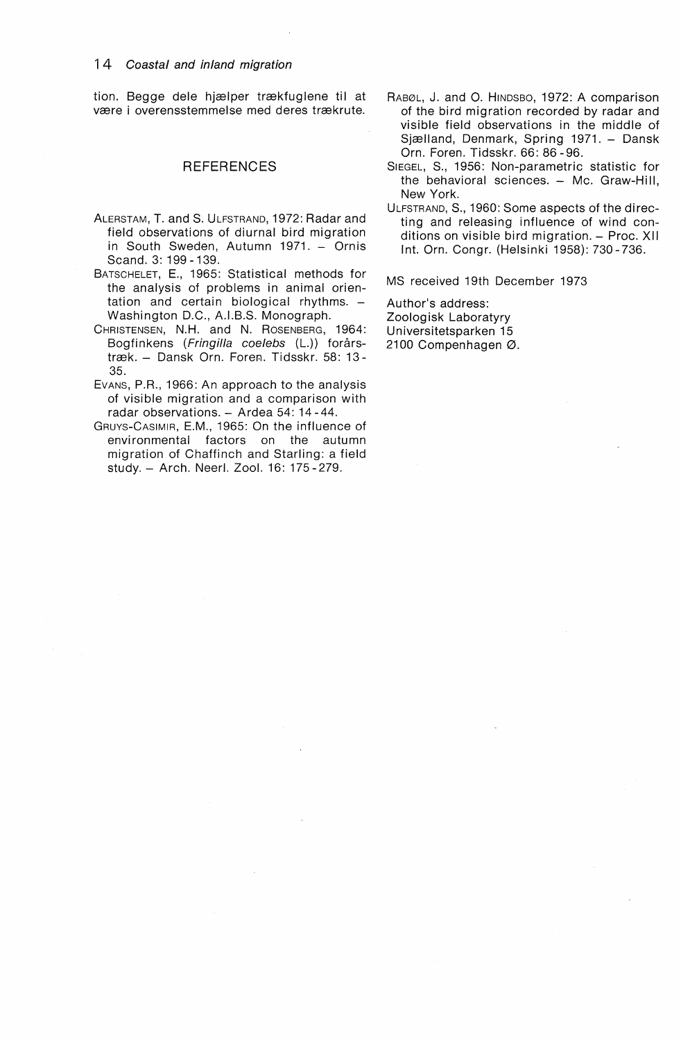tion. Begge dele hjælper trækfuglene til at være i overensstemmelse med deres trækrute.

## REFERENCES

ALERSTAM, T. and S. ULFSTRAND, 1972: Radar and field observations of diurnal bird migration in South Sweden, Autumn 1971. – Ornis Scand. 3: 199 - 139.

BATSCHELET, E., 1965: Statistical methods for the analysis of problems in animal orientation and certain biological rhythms. – Washington D.C., A.I.B.S. Monograph.

CHRISTENSEN, N.H. and N. ROSENBERG, 1964: Bogfinkens (*Fringilla coelebs* (L.)) forårstræk. – Dansk Orn. Foren. Tidsskr. 58: 13 - 35.

EVANS, P.R., 1966: An approach to the analysis of visible migration and a comparison with radar observations. – Ardea 54: 14 - 44.

GRUYS-CASIMIR, E.M., 1965: On the influence of environmental factors on the autumn migration of Chaffinch and Starling: a field study. – Arch. Neerl. Zool. 16: 175 - 279.

RABØL, J. and O. HINDSBO, 1972: A comparison of the bird migration recorded by radar and visible field observations in the middle of Sjælland, Denmark, Spring 1971. – Dansk Orn. Foren. Tidsskr. 66: 86 - 96.

SIEGEL, S., 1956: Non-parametric statistic for the behavioral sciences. – Mc. Graw-Hill, New York.

ULFSTRAND, S., 1960: Some aspects of the directing and releasing influence of wind conditions on visible bird migration. – Proc. XII Int. Orn. Congr. (Helsinki 1958): 730 - 736.

MS received 19th December 1973

Author's address:
Zoologisk Laboratyry
Universitetsparken 15
2100 Compenhagen Ø.